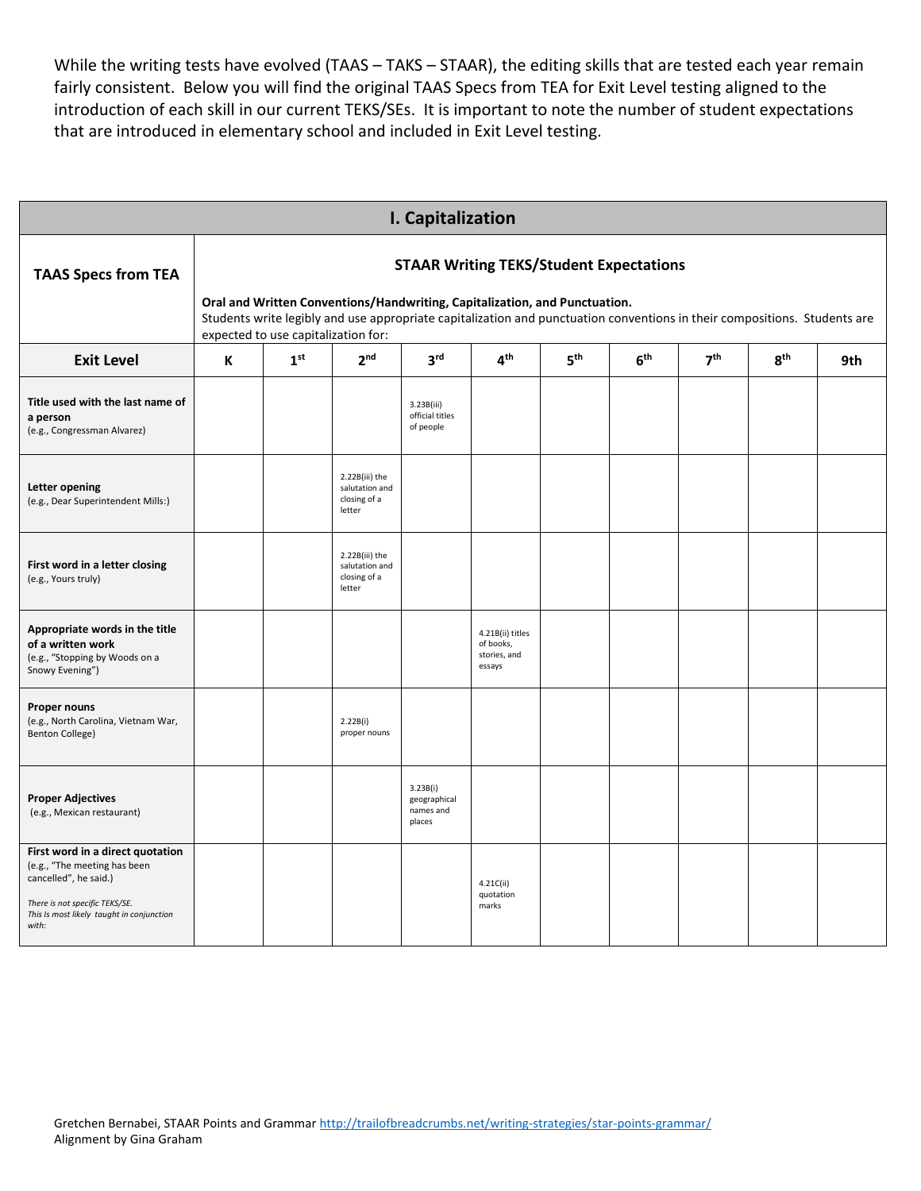While the writing tests have evolved (TAAS – TAKS – STAAR), the editing skills that are tested each year remain fairly consistent. Below you will find the original TAAS Specs from TEA for Exit Level testing aligned to the introduction of each skill in our current TEKS/SEs. It is important to note the number of student expectations that are introduced in elementary school and included in Exit Level testing.

## I. Capitalization

| TAAS Specs from TEA | STAAR Writing TEKS/Student Expectations<br><br>**Oral and Written Conventions/Handwriting, Capitalization, and Punctuation.**<br>Students write legibly and use appropriate capitalization and punctuation conventions in their compositions. Students are expected to use capitalization for: | | | | | | | | | |
|---|---|---|---|---|---|---|---|---|---|---|
| **Exit Level** | **K** | **1st** | **2nd** | **3rd** | **4th** | **5th** | **6th** | **7th** | **8th** | **9th** |
| **Title used with the last name of a person**<br>(e.g., Congressman Alvarez) | | | | 3.23B(iii) official titles of people | | | | | | |
| **Letter opening**<br>(e.g., Dear Superintendent Mills:) | | | 2.22B(iii) the salutation and closing of a letter | | | | | | | |
| **First word in a letter closing**<br>(e.g., Yours truly) | | | 2.22B(iii) the salutation and closing of a letter | | | | | | | |
| **Appropriate words in the title of a written work**<br>(e.g., "Stopping by Woods on a Snowy Evening") | | | | | 4.21B(ii) titles of books, stories, and essays | | | | | |
| **Proper nouns**<br>(e.g., North Carolina, Vietnam War, Benton College) | | | 2.22B(i) proper nouns | | | | | | | |
| **Proper Adjectives**<br>(e.g., Mexican restaurant) | | | | 3.23B(i) geographical names and places | | | | | | |
| **First word in a direct quotation**<br>(e.g., "The meeting has been cancelled", he said.)<br>*There is not specific TEKS/SE. This is most likely taught in conjunction with:* | | | | | 4.21C(ii) quotation marks | | | | | |

Gretchen Bernabei, STAAR Points and Grammar http://trailofbreadcrumbs.net/writing-strategies/star-points-grammar/
Alignment by Gina Graham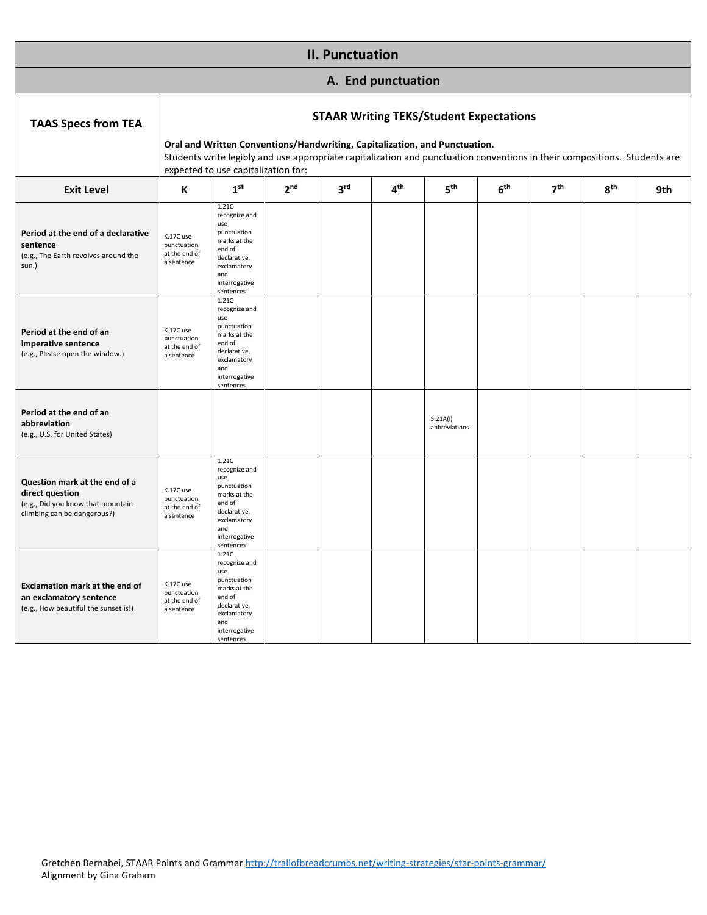# II. Punctuation

## A. End punctuation

| TAAS Specs from TEA | STAAR Writing TEKS/Student Expectations<br><br>**Oral and Written Conventions/Handwriting, Capitalization, and Punctuation.** Students write legibly and use appropriate capitalization and punctuation conventions in their compositions. Students are expected to use capitalization for: | | | | | | | | | |
|---|---|---|---|---|---|---|---|---|---|---|
| **Exit Level** | **K** | **1st** | **2nd** | **3rd** | **4th** | **5th** | **6th** | **7th** | **8th** | **9th** |
| **Period at the end of a declarative sentence** (e.g., The Earth revolves around the sun.) | K.17C use punctuation at the end of a sentence | 1.21C recognize and use punctuation marks at the end of declarative, exclamatory and interrogative sentences | | | | | | | | |
| **Period at the end of an imperative sentence** (e.g., Please open the window.) | K.17C use punctuation at the end of a sentence | 1.21C recognize and use punctuation marks at the end of declarative, exclamatory and interrogative sentences | | | | | | | | |
| **Period at the end of an abbreviation** (e.g., U.S. for United States) | | | | | | 5.21A(i) abbreviations | | | | |
| **Question mark at the end of a direct question** (e.g., Did you know that mountain climbing can be dangerous?) | K.17C use punctuation at the end of a sentence | 1.21C recognize and use punctuation marks at the end of declarative, exclamatory and interrogative sentences | | | | | | | | |
| **Exclamation mark at the end of an exclamatory sentence** (e.g., How beautiful the sunset is!) | K.17C use punctuation at the end of a sentence | 1.21C recognize and use punctuation marks at the end of declarative, exclamatory and interrogative sentences | | | | | | | | |

Gretchen Bernabei, STAAR Points and Grammar http://trailofbreadcrumbs.net/writing-strategies/star-points-grammar/
Alignment by Gina Graham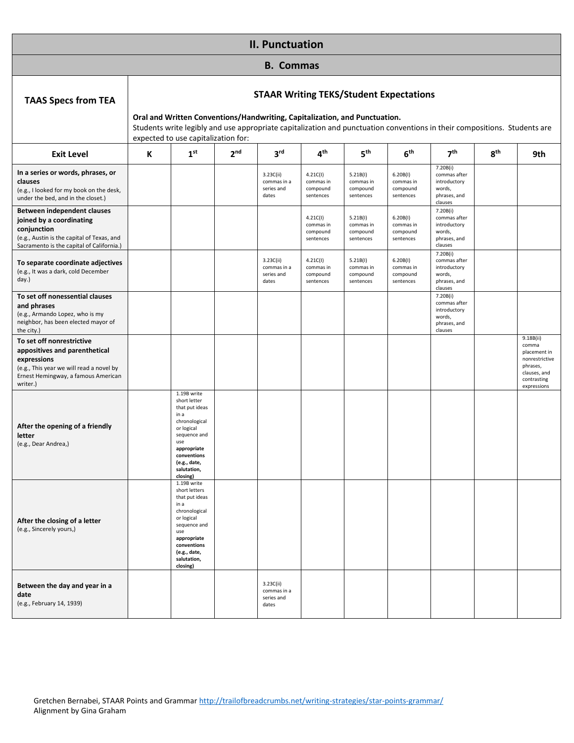## II. Punctuation

### B. Commas

| TAAS Specs from TEA | STAAR Writing TEKS/Student Expectations<br><br>**Oral and Written Conventions/Handwriting, Capitalization, and Punctuation.**<br>Students write legibly and use appropriate capitalization and punctuation conventions in their compositions. Students are expected to use capitalization for: | | | | | | | | | |
|---|---|---|---|---|---|---|---|---|---|---|
| **Exit Level** | **K** | **1st** | **2nd** | **3rd** | **4th** | **5th** | **6th** | **7th** | **8th** | **9th** |
| **In a series or words, phrases, or clauses**<br>(e.g., I looked for my book on the desk, under the bed, and in the closet.) | | | | 3.23C(ii) commas in a series and dates | 4.21C(I) commas in compound sentences | 5.21B(I) commas in compound sentences | 6.20B(I) commas in compound sentences | 7.20B(i) commas after introductory words, phrases, and clauses | | |
| **Between independent clauses joined by a coordinating conjunction**<br>(e.g., Austin is the capital of Texas, and Sacramento is the capital of California.) | | | | | 4.21C(I) commas in compound sentences | 5.21B(I) commas in compound sentences | 6.20B(I) commas in compound sentences | 7.20B(i) commas after introductory words, phrases, and clauses | | |
| **To separate coordinate adjectives**<br>(e.g., It was a dark, cold December day.) | | | | 3.23C(ii) commas in a series and dates | 4.21C(I) commas in compound sentences | 5.21B(I) commas in compound sentences | 6.20B(I) commas in compound sentences | 7.20B(i) commas after introductory words, phrases, and clauses | | |
| **To set off nonessential clauses and phrases**<br>(e.g., Armando Lopez, who is my neighbor, has been elected mayor of the city.) | | | | | | | | 7.20B(i) commas after introductory words, phrases, and clauses | | |
| **To set off nonrestrictive appositives and parenthetical expressions**<br>(e.g., This year we will read a novel by Ernest Hemingway, a famous American writer.) | | | | | | | | | | 9.18B(ii) comma placement in nonrestrictive phrases, clauses, and contrasting expressions |
| **After the opening of a friendly letter**<br>(e.g., Dear Andrea,) | | 1.19B write short letter that put ideas in a chronological or logical sequence and use **appropriate conventions (e.g., date, salutation, closing)** | | | | | | | | |
| **After the closing of a letter**<br>(e.g., Sincerely yours,) | | 1.19B write short letters that put ideas in a chronological or logical sequence and use **appropriate conventions (e.g., date, salutation, closing)** | | | | | | | | |
| **Between the day and year in a date**<br>(e.g., February 14, 1939) | | | | 3.23C(ii) commas in a series and dates | | | | | | |

Gretchen Bernabei, STAAR Points and Grammar http://trailofbreadcrumbs.net/writing-strategies/star-points-grammar/
Alignment by Gina Graham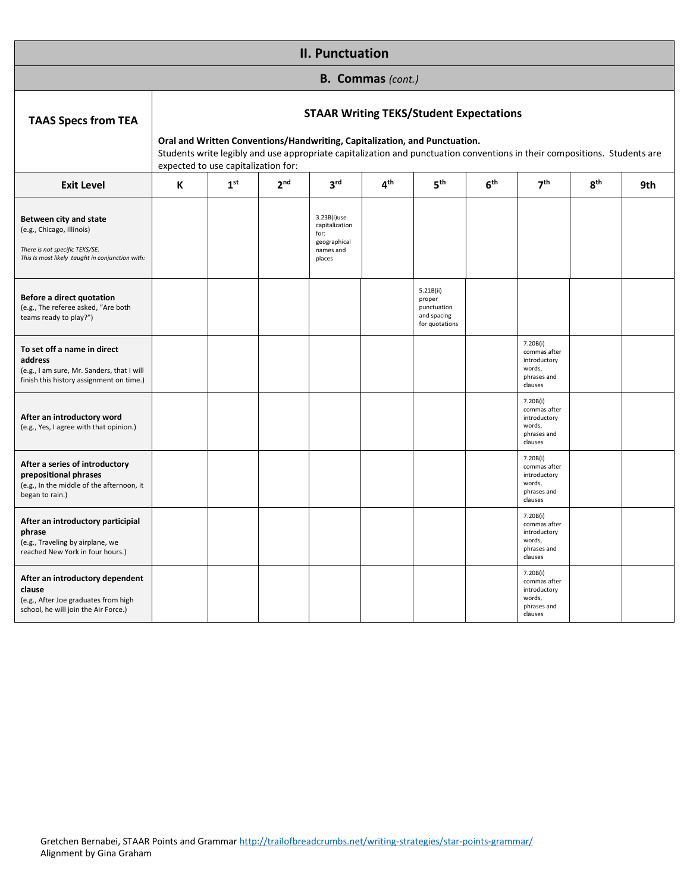# II. Punctuation

## B. Commas *(cont.)*

| TAAS Specs from TEA | STAAR Writing TEKS/Student Expectations<br><br>**Oral and Written Conventions/Handwriting, Capitalization, and Punctuation.**<br>Students write legibly and use appropriate capitalization and punctuation conventions in their compositions. Students are expected to use capitalization for: | | | | | | | | | |
|---|---|---|---|---|---|---|---|---|---|---|
| **Exit Level** | **K** | **1st** | **2nd** | **3rd** | **4th** | **5th** | **6th** | **7th** | **8th** | **9th** |
| **Between city and state** (e.g., Chicago, Illinois)<br>*There is not specific TEKS/SE. This is most likely taught in conjunction with:* | | | | 3.23B(i)use capitalization for: geographical names and places | | | | | | |
| **Before a direct quotation** (e.g., The referee asked, "Are both teams ready to play?") | | | | | | 5.21B(ii) proper punctuation and spacing for quotations | | | | |
| **To set off a name in direct address** (e.g., I am sure, Mr. Sanders, that I will finish this history assignment on time.) | | | | | | | | 7.20B(i) commas after introductory words, phrases and clauses | | |
| **After an introductory word** (e.g., Yes, I agree with that opinion.) | | | | | | | | 7.20B(i) commas after introductory words, phrases and clauses | | |
| **After a series of introductory prepositional phrases** (e.g., In the middle of the afternoon, it began to rain.) | | | | | | | | 7.20B(i) commas after introductory words, phrases and clauses | | |
| **After an introductory participial phrase** (e.g., Traveling by airplane, we reached New York in four hours.) | | | | | | | | 7.20B(i) commas after introductory words, phrases and clauses | | |
| **After an introductory dependent clause** (e.g., After Joe graduates from high school, he will join the Air Force.) | | | | | | | | 7.20B(i) commas after introductory words, phrases and clauses | | |

Gretchen Bernabei, STAAR Points and Grammar http://trailofbreadcrumbs.net/writing-strategies/star-points-grammar/
Alignment by Gina Graham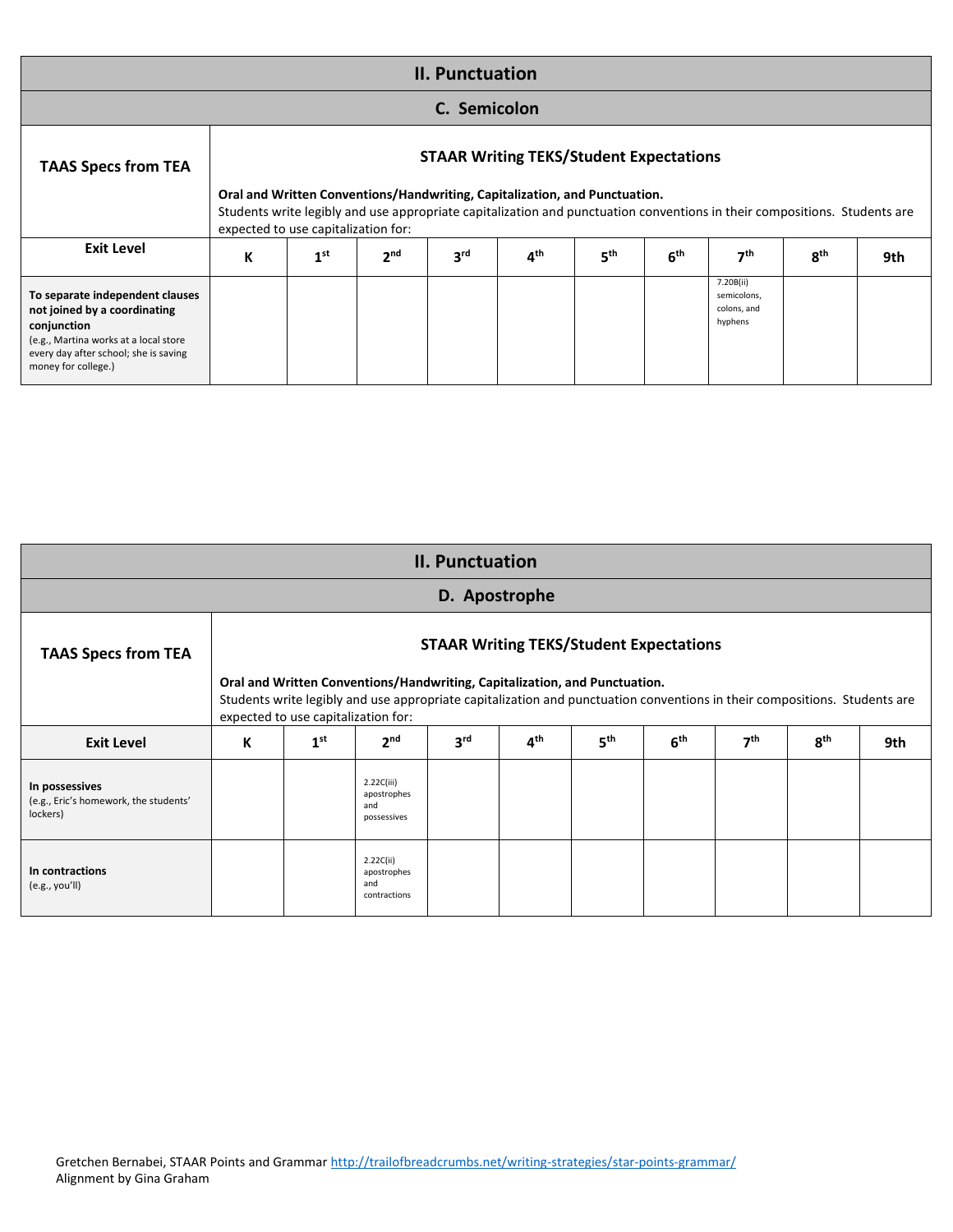| II. Punctuation | | | | | | | | | | |
|---|---|---|---|---|---|---|---|---|---|---|
| **C. Semicolon** | | | | | | | | | | |
| **TAAS Specs from TEA** | **STAAR Writing TEKS/Student Expectations**<br><br>**Oral and Written Conventions/Handwriting, Capitalization, and Punctuation.**<br>Students write legibly and use appropriate capitalization and punctuation conventions in their compositions. Students are expected to use capitalization for: | | | | | | | | | |
| **Exit Level** | **K** | **1st** | **2nd** | **3rd** | **4th** | **5th** | **6th** | **7th** | **8th** | **9th** |
| **To separate independent clauses not joined by a coordinating conjunction** (e.g., Martina works at a local store every day after school; she is saving money for college.) | | | | | | | | 7.20B(ii) semicolons, colons, and hyphens | | |

| II. Punctuation | | | | | | | | | | |
|---|---|---|---|---|---|---|---|---|---|---|
| **D. Apostrophe** | | | | | | | | | | |
| **TAAS Specs from TEA** | **STAAR Writing TEKS/Student Expectations**<br><br>**Oral and Written Conventions/Handwriting, Capitalization, and Punctuation.**<br>Students write legibly and use appropriate capitalization and punctuation conventions in their compositions. Students are expected to use capitalization for: | | | | | | | | | |
| **Exit Level** | **K** | **1st** | **2nd** | **3rd** | **4th** | **5th** | **6th** | **7th** | **8th** | **9th** |
| **In possessives** (e.g., Eric's homework, the students' lockers) | | | 2.22C(iii) apostrophes and possessives | | | | | | | |
| **In contractions** (e.g., you'll) | | | 2.22C(ii) apostrophes and contractions | | | | | | | |

Gretchen Bernabei, STAAR Points and Grammar http://trailofbreadcrumbs.net/writing-strategies/star-points-grammar/
Alignment by Gina Graham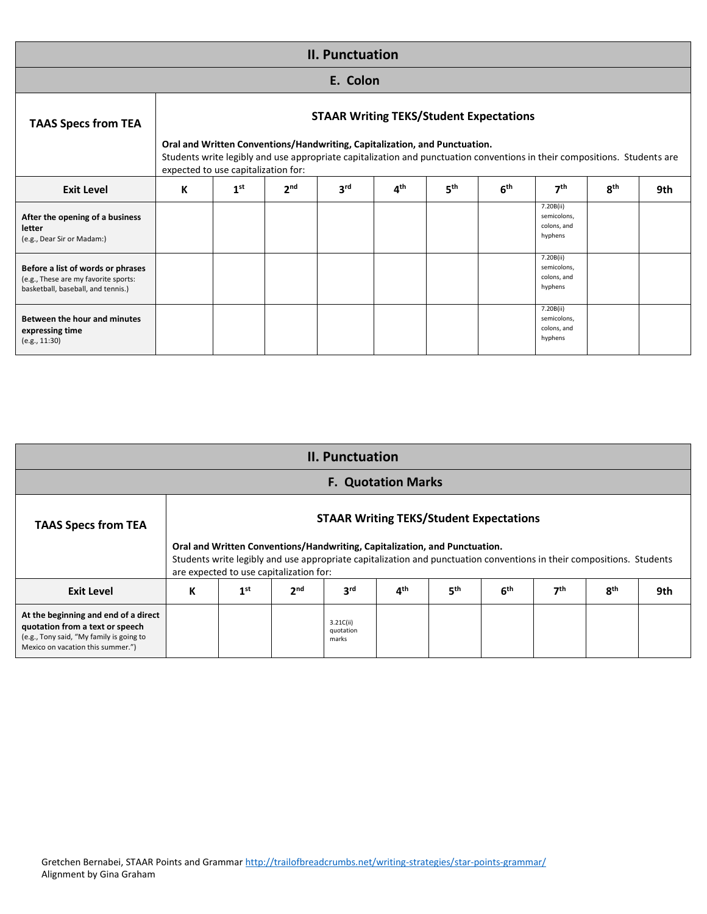## II. Punctuation

### E. Colon

| TAAS Specs from TEA | STAAR Writing TEKS/Student Expectations<br><br>**Oral and Written Conventions/Handwriting, Capitalization, and Punctuation.**<br>Students write legibly and use appropriate capitalization and punctuation conventions in their compositions. Students are expected to use capitalization for: | | | | | | | | | |
|---|---|---|---|---|---|---|---|---|---|---|
| **Exit Level** | **K** | **1st** | **2nd** | **3rd** | **4th** | **5th** | **6th** | **7th** | **8th** | **9th** |
| **After the opening of a business letter** (e.g., Dear Sir or Madam:) | | | | | | | | 7.20B(ii) semicolons, colons, and hyphens | | |
| **Before a list of words or phrases** (e.g., These are my favorite sports: basketball, baseball, and tennis.) | | | | | | | | 7.20B(ii) semicolons, colons, and hyphens | | |
| **Between the hour and minutes expressing time** (e.g., 11:30) | | | | | | | | 7.20B(ii) semicolons, colons, and hyphens | | |

## II. Punctuation

### F. Quotation Marks

| TAAS Specs from TEA | STAAR Writing TEKS/Student Expectations<br><br>**Oral and Written Conventions/Handwriting, Capitalization, and Punctuation.**<br>Students write legibly and use appropriate capitalization and punctuation conventions in their compositions. Students are expected to use capitalization for: | | | | | | | | | |
|---|---|---|---|---|---|---|---|---|---|---|
| **Exit Level** | **K** | **1st** | **2nd** | **3rd** | **4th** | **5th** | **6th** | **7th** | **8th** | **9th** |
| **At the beginning and end of a direct quotation from a text or speech** (e.g., Tony said, "My family is going to Mexico on vacation this summer.") | | | | 3.21C(ii) quotation marks | | | | | | |

Gretchen Bernabei, STAAR Points and Grammar http://trailofbreadcrumbs.net/writing-strategies/star-points-grammar/
Alignment by Gina Graham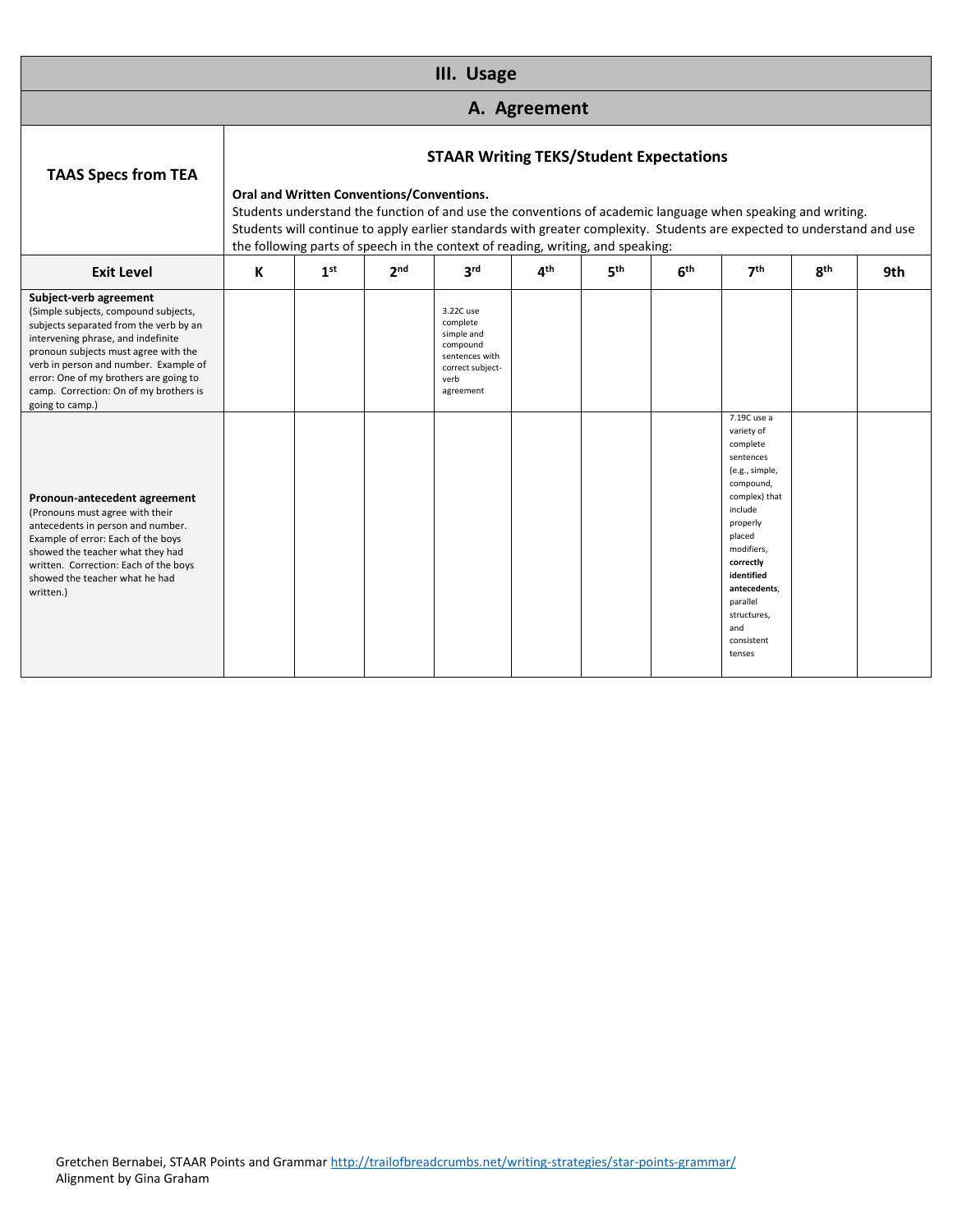# III. Usage

## A. Agreement

| TAAS Specs from TEA | STAAR Writing TEKS/Student Expectations<br><br>**Oral and Written Conventions/Conventions.**<br>Students understand the function of and use the conventions of academic language when speaking and writing. Students will continue to apply earlier standards with greater complexity. Students are expected to understand and use the following parts of speech in the context of reading, writing, and speaking: | | | | | | | | | |
|---|---|---|---|---|---|---|---|---|---|---|
| **Exit Level** | **K** | **1st** | **2nd** | **3rd** | **4th** | **5th** | **6th** | **7th** | **8th** | **9th** |
| **Subject-verb agreement** (Simple subjects, compound subjects, subjects separated from the verb by an intervening phrase, and indefinite pronoun subjects must agree with the verb in person and number. Example of error: One of my brothers are going to camp. Correction: On of my brothers is going to camp.) | | | | 3.22C use complete simple and compound sentences with correct subject-verb agreement | | | | | | |
| **Pronoun-antecedent agreement** (Pronouns must agree with their antecedents in person and number. Example of error: Each of the boys showed the teacher what they had written. Correction: Each of the boys showed the teacher what he had written.) | | | | | | | | 7.19C use a variety of complete sentences (e.g., simple, compound, complex) that include properly placed modifiers, **correctly identified antecedents**, parallel structures, and consistent tenses | | |

Gretchen Bernabei, STAAR Points and Grammar http://trailofbreadcrumbs.net/writing-strategies/star-points-grammar/
Alignment by Gina Graham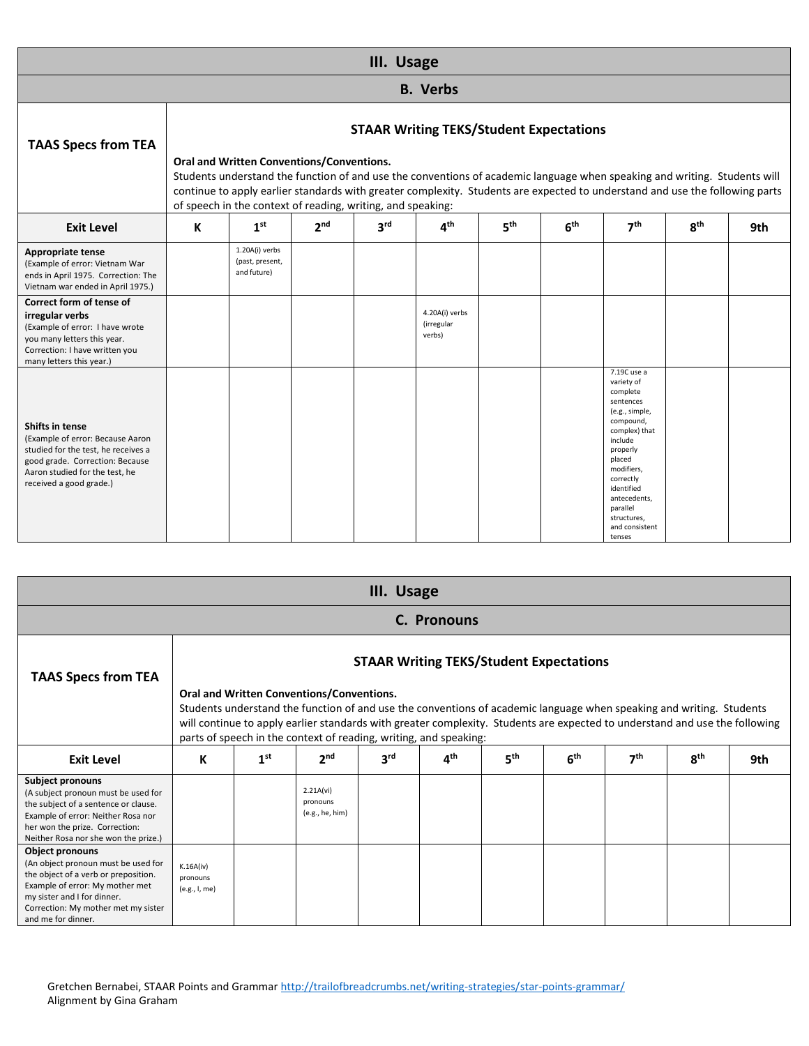| III. Usage | | | | | | | | | | |
|---|---|---|---|---|---|---|---|---|---|---|
| **B. Verbs** | | | | | | | | | | |
| **TAAS Specs from TEA** | **STAAR Writing TEKS/Student Expectations**<br><br>**Oral and Written Conventions/Conventions.**<br>Students understand the function of and use the conventions of academic language when speaking and writing. Students will continue to apply earlier standards with greater complexity. Students are expected to understand and use the following parts of speech in the context of reading, writing, and speaking: | | | | | | | | | |
| **Exit Level** | **K** | **1st** | **2nd** | **3rd** | **4th** | **5th** | **6th** | **7th** | **8th** | **9th** |
| **Appropriate tense**<br>(Example of error: Vietnam War ends in April 1975. Correction: The Vietnam war ended in April 1975.) | | 1.20A(i) verbs (past, present, and future) | | | | | | | | |
| **Correct form of tense of irregular verbs**<br>(Example of error: I have wrote you many letters this year. Correction: I have written you many letters this year.) | | | | | 4.20A(i) verbs (irregular verbs) | | | | | |
| **Shifts in tense**<br>(Example of error: Because Aaron studied for the test, he receives a good grade. Correction: Because Aaron studied for the test, he received a good grade.) | | | | | | | | 7.19C use a variety of complete sentences (e.g., simple, compound, complex) that include properly placed modifiers, correctly identified antecedents, parallel structures, and consistent tenses | | |

| III. Usage | | | | | | | | | | |
|---|---|---|---|---|---|---|---|---|---|---|
| **C. Pronouns** | | | | | | | | | | |
| **TAAS Specs from TEA** | **STAAR Writing TEKS/Student Expectations**<br><br>**Oral and Written Conventions/Conventions.**<br>Students understand the function of and use the conventions of academic language when speaking and writing. Students will continue to apply earlier standards with greater complexity. Students are expected to understand and use the following parts of speech in the context of reading, writing, and speaking: | | | | | | | | | |
| **Exit Level** | **K** | **1st** | **2nd** | **3rd** | **4th** | **5th** | **6th** | **7th** | **8th** | **9th** |
| **Subject pronouns**<br>(A subject pronoun must be used for the subject of a sentence or clause. Example of error: Neither Rosa nor her won the prize. Correction: Neither Rosa nor she won the prize.) | | | 2.21A(vi) pronouns (e.g., he, him) | | | | | | | |
| **Object pronouns**<br>(An object pronoun must be used for the object of a verb or preposition. Example of error: My mother met my sister and I for dinner. Correction: My mother met my sister and me for dinner. | K.16A(iv) pronouns (e.g., I, me) | | | | | | | | | |

Gretchen Bernabei, STAAR Points and Grammar http://trailofbreadcrumbs.net/writing-strategies/star-points-grammar/
Alignment by Gina Graham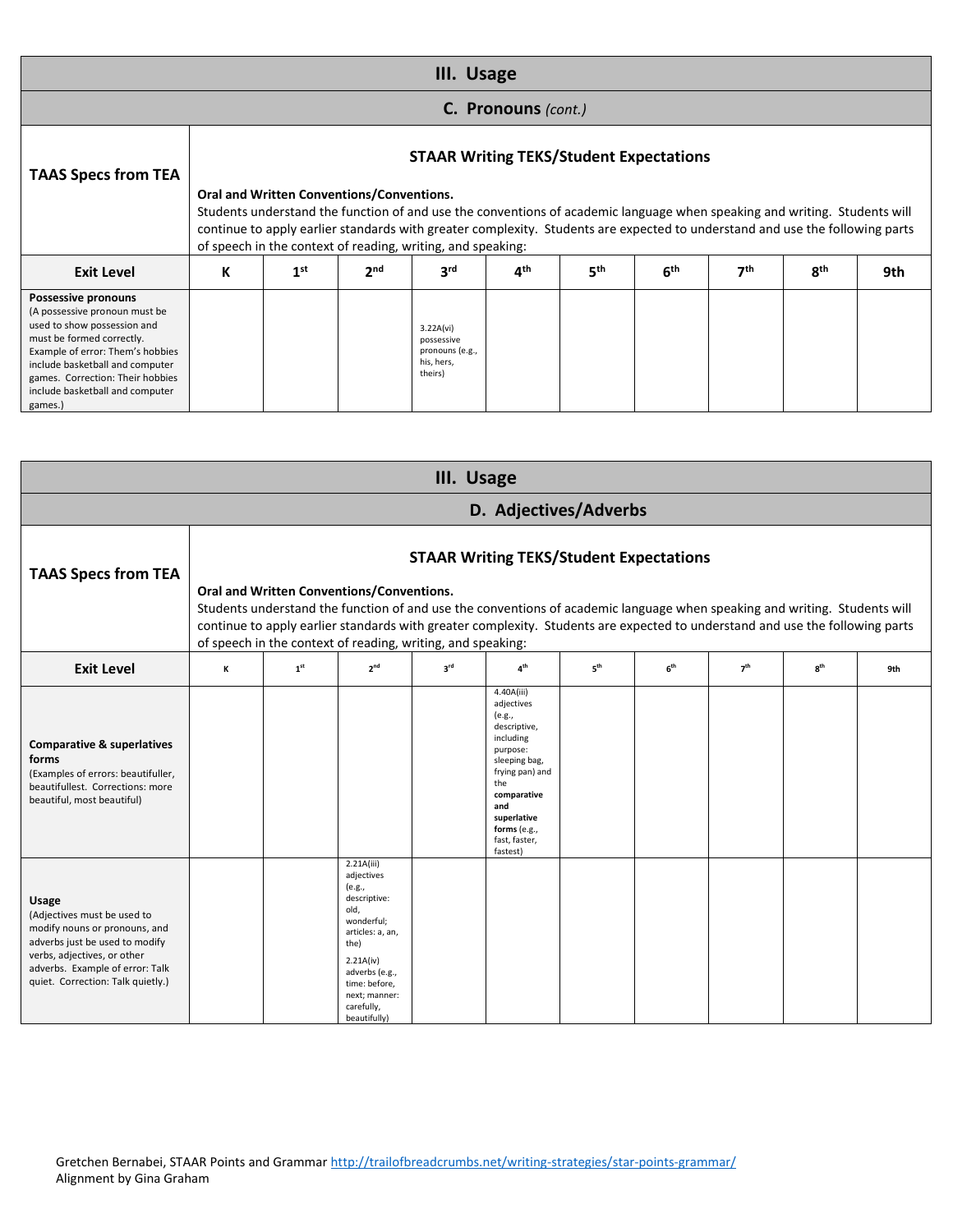## III. Usage

### C. Pronouns *(cont.)*

| TAAS Specs from TEA | STAAR Writing TEKS/Student Expectations<br><br>**Oral and Written Conventions/Conventions.**<br>Students understand the function of and use the conventions of academic language when speaking and writing. Students will continue to apply earlier standards with greater complexity. Students are expected to understand and use the following parts of speech in the context of reading, writing, and speaking: | | | | | | | | | |
|---|---|---|---|---|---|---|---|---|---|---|
| **Exit Level** | **K** | **1st** | **2nd** | **3rd** | **4th** | **5th** | **6th** | **7th** | **8th** | **9th** |
| **Possessive pronouns** (A possessive pronoun must be used to show possession and must be formed correctly. Example of error: Them's hobbies include basketball and computer games. Correction: Their hobbies include basketball and computer games.) | | | | 3.22A(vi) possessive pronouns (e.g., his, hers, theirs) | | | | | | |

## III. Usage

### D. Adjectives/Adverbs

| TAAS Specs from TEA | STAAR Writing TEKS/Student Expectations<br><br>**Oral and Written Conventions/Conventions.**<br>Students understand the function of and use the conventions of academic language when speaking and writing. Students will continue to apply earlier standards with greater complexity. Students are expected to understand and use the following parts of speech in the context of reading, writing, and speaking: | | | | | | | | | |
|---|---|---|---|---|---|---|---|---|---|---|
| **Exit Level** | **K** | **1st** | **2nd** | **3rd** | **4th** | **5th** | **6th** | **7th** | **8th** | **9th** |
| **Comparative & superlatives forms** (Examples of errors: beautifuller, beautifullest. Corrections: more beautiful, most beautiful) | | | | | 4.40A(iii) adjectives (e.g., descriptive, including purpose: sleeping bag, frying pan) and the **comparative and superlative forms** (e.g., fast, faster, fastest) | | | | | |
| **Usage** (Adjectives must be used to modify nouns or pronouns, and adverbs just be used to modify verbs, adjectives, or other adverbs. Example of error: Talk quiet. Correction: Talk quietly.) | | | 2.21A(iii) adjectives (e.g., descriptive: old, wonderful; articles: a, an, the)<br><br>2.21A(iv) adverbs (e.g., time: before, next; manner: carefully, beautifully) | | | | | | | |

Gretchen Bernabei, STAAR Points and Grammar http://trailofbreadcrumbs.net/writing-strategies/star-points-grammar/
Alignment by Gina Graham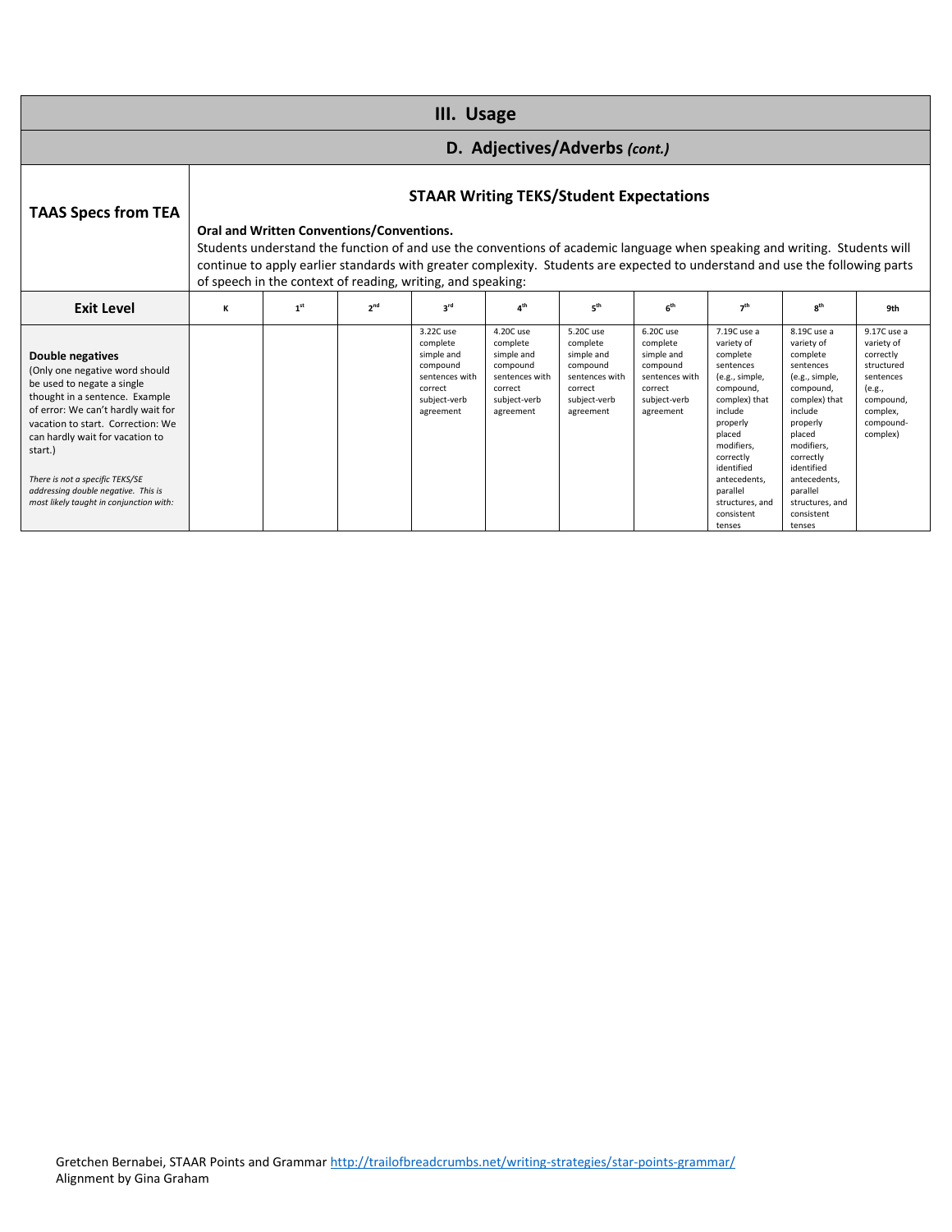| III. Usage | | | | | | | | | | |
|---|---|---|---|---|---|---|---|---|---|---|
| **D. Adjectives/Adverbs** *(cont.)* | | | | | | | | | | |
| **TAAS Specs from TEA** | **STAAR Writing TEKS/Student Expectations**<br><br>**Oral and Written Conventions/Conventions.**<br>Students understand the function of and use the conventions of academic language when speaking and writing. Students will continue to apply earlier standards with greater complexity. Students are expected to understand and use the following parts of speech in the context of reading, writing, and speaking: | | | | | | | | | |
| **Exit Level** | K | 1st | 2nd | 3rd | 4th | 5th | 6th | 7th | 8th | 9th |
| **Double negatives**<br>(Only one negative word should be used to negate a single thought in a sentence. Example of error: We can't hardly wait for vacation to start. Correction: We can hardly wait for vacation to start.)<br><br>*There is not a specific TEKS/SE addressing double negative. This is most likely taught in conjunction with:* | | | | 3.22C use complete simple and compound sentences with correct subject-verb agreement | 4.20C use complete simple and compound sentences with correct subject-verb agreement | 5.20C use complete simple and compound sentences with correct subject-verb agreement | 6.20C use complete simple and compound sentences with correct subject-verb agreement | 7.19C use a variety of complete sentences (e.g., simple, compound, complex) that include properly placed modifiers, correctly identified antecedents, parallel structures, and consistent tenses | 8.19C use a variety of complete sentences (e.g., simple, compound, complex) that include properly placed modifiers, correctly identified antecedents, parallel structures, and consistent tenses | 9.17C use a variety of correctly structured sentences (e.g., compound, complex, compound-complex) |

Gretchen Bernabei, STAAR Points and Grammar http://trailofbreadcrumbs.net/writing-strategies/star-points-grammar/
Alignment by Gina Graham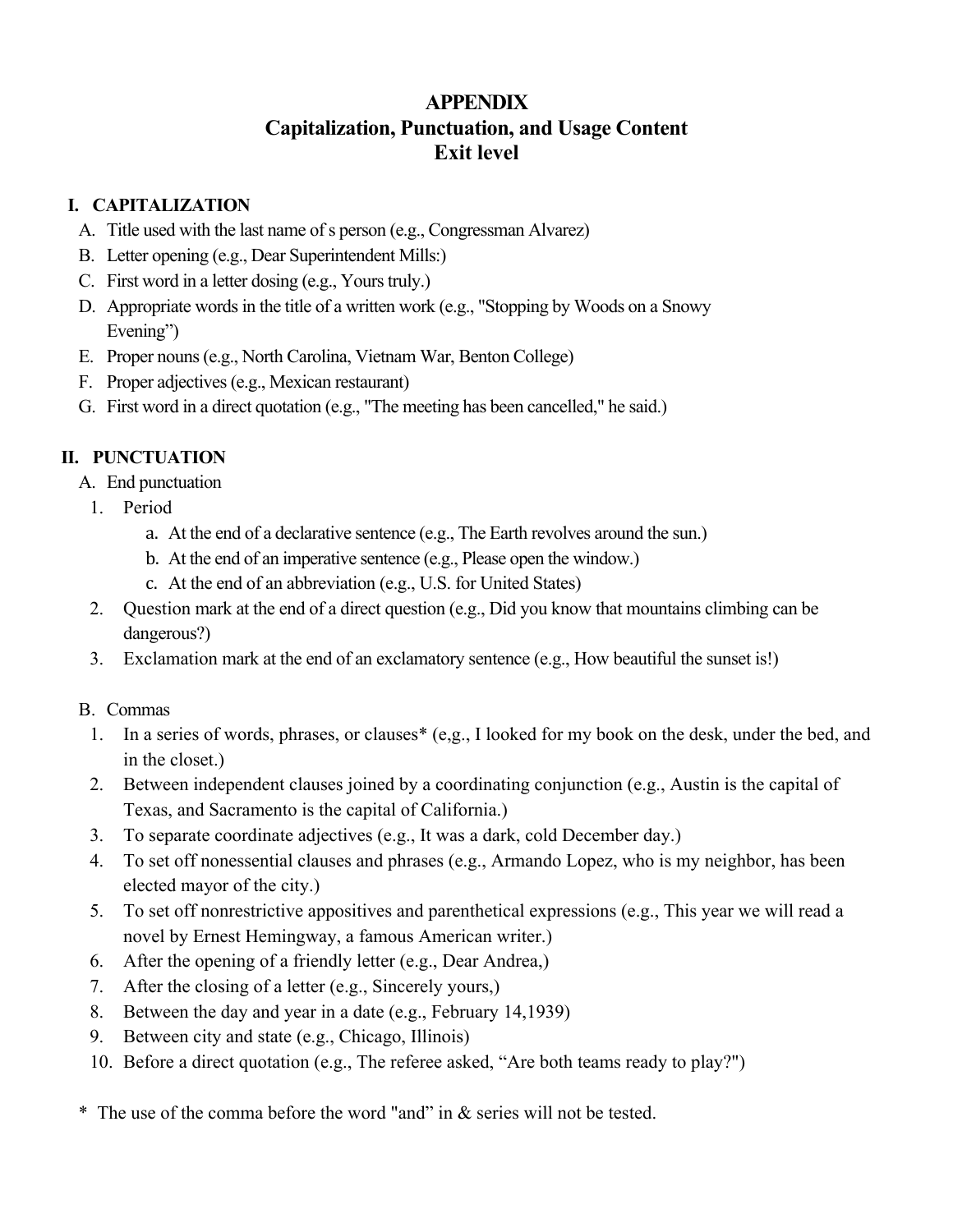# APPENDIX
# Capitalization, Punctuation, and Usage Content
# Exit level

## I. CAPITALIZATION

A. Title used with the last name of s person (e.g., Congressman Alvarez)
B. Letter opening (e.g., Dear Superintendent Mills:)
C. First word in a letter dosing (e.g., Yours truly.)
D. Appropriate words in the title of a written work (e.g., "Stopping by Woods on a Snowy Evening")
E. Proper nouns (e.g., North Carolina, Vietnam War, Benton College)
F. Proper adjectives (e.g., Mexican restaurant)
G. First word in a direct quotation (e.g., "The meeting has been cancelled," he said.)

## II. PUNCTUATION

A. End punctuation

1. Period
   a. At the end of a declarative sentence (e.g., The Earth revolves around the sun.)
   b. At the end of an imperative sentence (e.g., Please open the window.)
   c. At the end of an abbreviation (e.g., U.S. for United States)
2. Question mark at the end of a direct question (e.g., Did you know that mountains climbing can be dangerous?)
3. Exclamation mark at the end of an exclamatory sentence (e.g., How beautiful the sunset is!)

B. Commas

1. In a series of words, phrases, or clauses* (e,g., I looked for my book on the desk, under the bed, and in the closet.)
2. Between independent clauses joined by a coordinating conjunction (e.g., Austin is the capital of Texas, and Sacramento is the capital of California.)
3. To separate coordinate adjectives (e.g., It was a dark, cold December day.)
4. To set off nonessential clauses and phrases (e.g., Armando Lopez, who is my neighbor, has been elected mayor of the city.)
5. To set off nonrestrictive appositives and parenthetical expressions (e.g., This year we will read a novel by Ernest Hemingway, a famous American writer.)
6. After the opening of a friendly letter (e.g., Dear Andrea,)
7. After the closing of a letter (e.g., Sincerely yours,)
8. Between the day and year in a date (e.g., February 14,1939)
9. Between city and state (e.g., Chicago, Illinois)
10. Before a direct quotation (e.g., The referee asked, "Are both teams ready to play?")

* The use of the comma before the word "and" in & series will not be tested.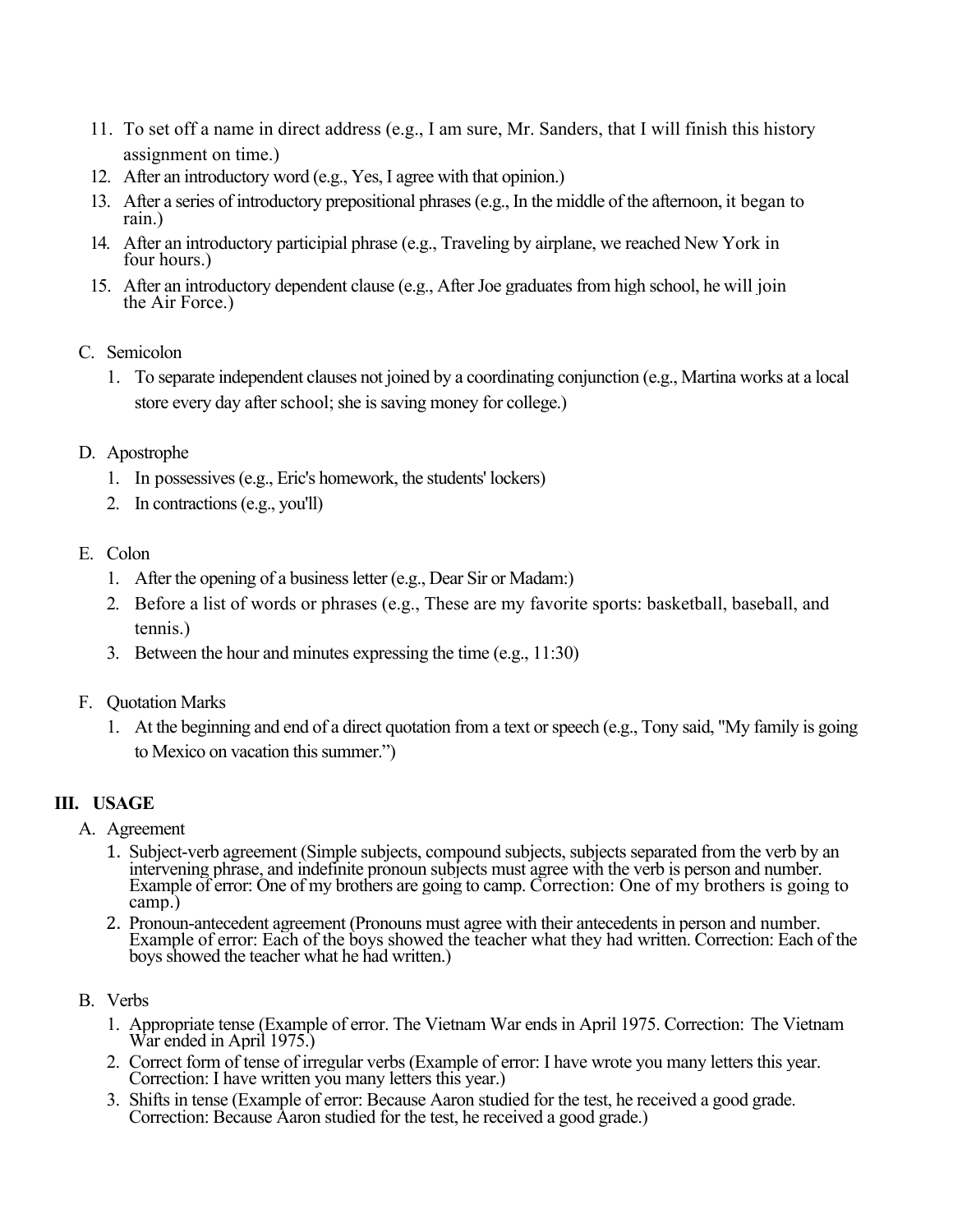11. To set off a name in direct address (e.g., I am sure, Mr. Sanders, that I will finish this history assignment on time.)
12. After an introductory word (e.g., Yes, I agree with that opinion.)
13. After a series of introductory prepositional phrases (e.g., In the middle of the afternoon, it began to rain.)
14. After an introductory participial phrase (e.g., Traveling by airplane, we reached New York in four hours.)
15. After an introductory dependent clause (e.g., After Joe graduates from high school, he will join the Air Force.)

C. Semicolon

1. To separate independent clauses not joined by a coordinating conjunction (e.g., Martina works at a local store every day after school; she is saving money for college.)

D. Apostrophe

1. In possessives (e.g., Eric's homework, the students' lockers)
2. In contractions (e.g., you'll)

E. Colon

1. After the opening of a business letter (e.g., Dear Sir or Madam:)
2. Before a list of words or phrases (e.g., These are my favorite sports: basketball, baseball, and tennis.)
3. Between the hour and minutes expressing the time (e.g., 11:30)

F. Quotation Marks

1. At the beginning and end of a direct quotation from a text or speech (e.g., Tony said, "My family is going to Mexico on vacation this summer.")

## III. USAGE

A. Agreement

1. Subject-verb agreement (Simple subjects, compound subjects, subjects separated from the verb by an intervening phrase, and indefinite pronoun subjects must agree with the verb is person and number. Example of error: One of my brothers are going to camp. Correction: One of my brothers is going to camp.)
2. Pronoun-antecedent agreement (Pronouns must agree with their antecedents in person and number. Example of error: Each of the boys showed the teacher what they had written. Correction: Each of the boys showed the teacher what he had written.)

B. Verbs

1. Appropriate tense (Example of error. The Vietnam War ends in April 1975. Correction: The Vietnam War ended in April 1975.)
2. Correct form of tense of irregular verbs (Example of error: I have wrote you many letters this year. Correction: I have written you many letters this year.)
3. Shifts in tense (Example of error: Because Aaron studied for the test, he received a good grade. Correction: Because Aaron studied for the test, he received a good grade.)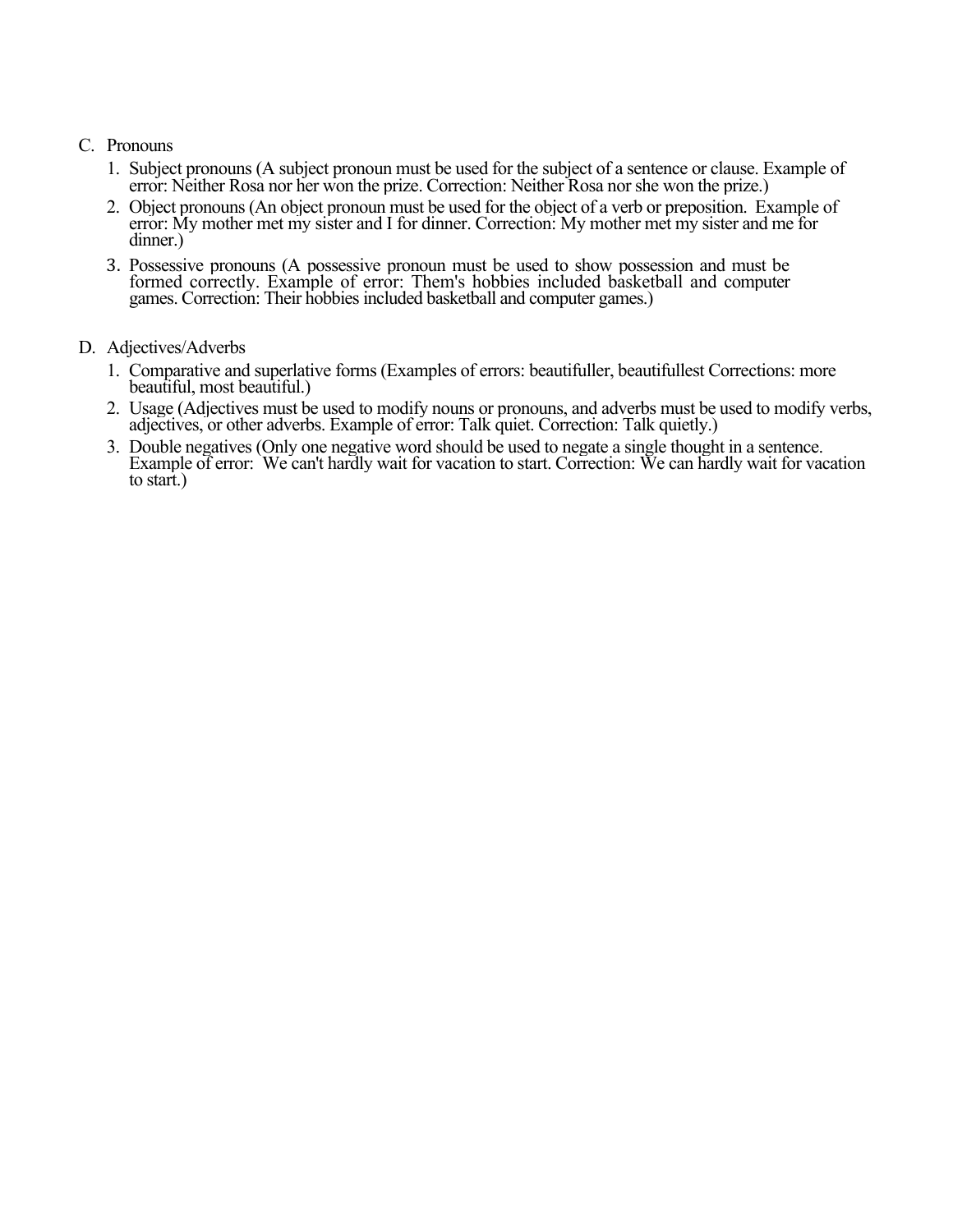C. Pronouns

1. Subject pronouns (A subject pronoun must be used for the subject of a sentence or clause. Example of error: Neither Rosa nor her won the prize. Correction: Neither Rosa nor she won the prize.)
2. Object pronouns (An object pronoun must be used for the object of a verb or preposition. Example of error: My mother met my sister and I for dinner. Correction: My mother met my sister and me for dinner.)
3. Possessive pronouns (A possessive pronoun must be used to show possession and must be formed correctly. Example of error: Them's hobbies included basketball and computer games. Correction: Their hobbies included basketball and computer games.)

D. Adjectives/Adverbs

1. Comparative and superlative forms (Examples of errors: beautifuller, beautifullest Corrections: more beautiful, most beautiful.)
2. Usage (Adjectives must be used to modify nouns or pronouns, and adverbs must be used to modify verbs, adjectives, or other adverbs. Example of error: Talk quiet. Correction: Talk quietly.)
3. Double negatives (Only one negative word should be used to negate a single thought in a sentence. Example of error: We can't hardly wait for vacation to start. Correction: We can hardly wait for vacation to start.)